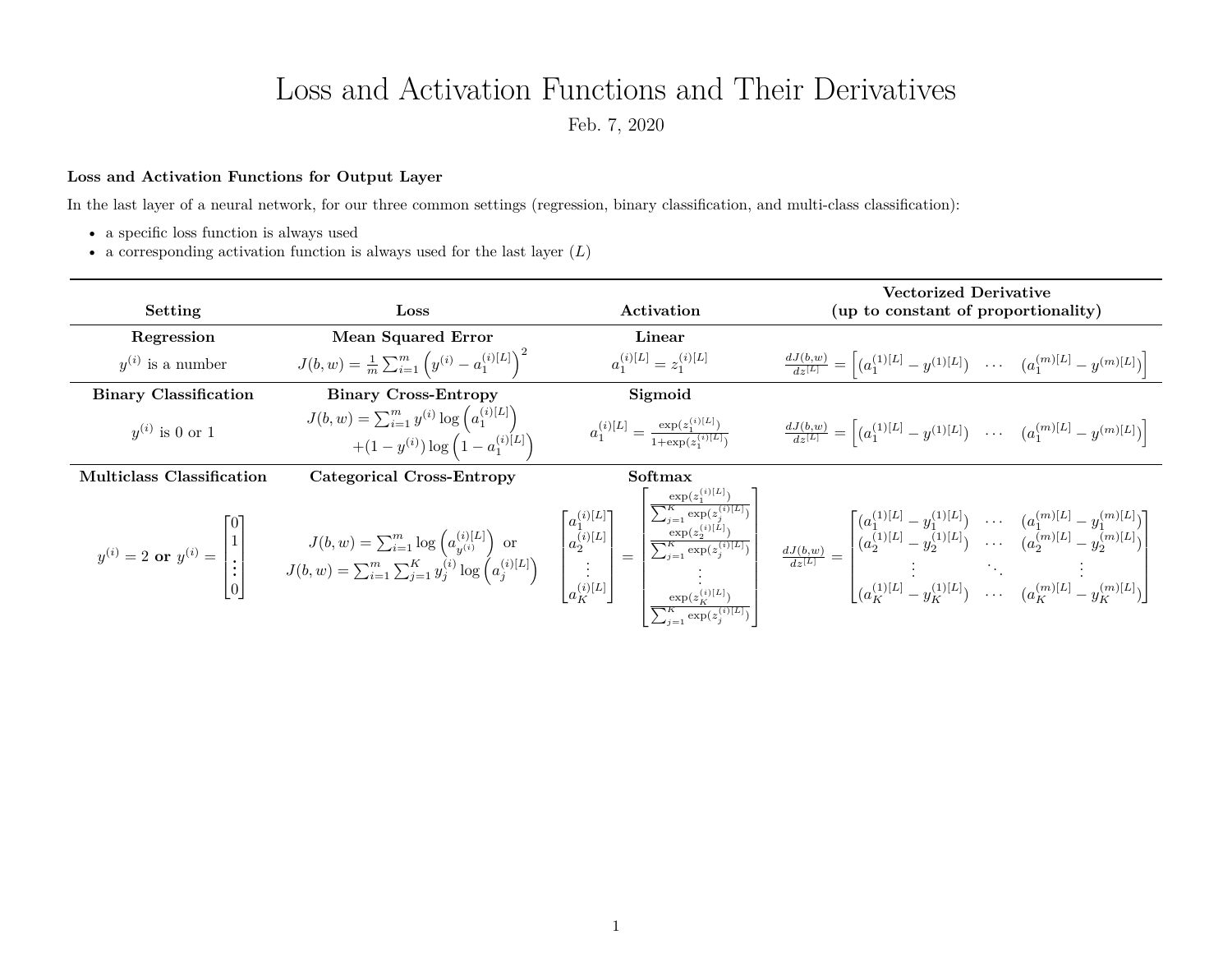# Loss and Activation Functions and Their Derivatives

Feb. 7, 2020

**Loss and Activation Functions for Output Layer**

In the last layer of a neural network, for our three common settings (regression, binary classification, and multi-class classification):

- a specific loss function is always used
- a corresponding activation function is always used for the last layer ($L$)

| Setting | Loss | Activation | Vectorized Derivative (up to constant of proportionality) |
|---|---|---|---|
| **Regression** $y^{(i)}$ is a number | **Mean Squared Error** $J(b,w) = \frac{1}{m}\sum_{i=1}^{m}\left(y^{(i)} - a_1^{(i)[L]}\right)^2$ | **Linear** $a_1^{(i)[L]} = z_1^{(i)[L]}$ | $\frac{dJ(b,w)}{dz^{[L]}} = \begin{bmatrix}(a_1^{(1)[L]} - y^{(1)[L]}) & \cdots & (a_1^{(m)[L]} - y^{(m)[L]})\end{bmatrix}$ |
| **Binary Classification** $y^{(i)}$ is 0 or 1 | **Binary Cross-Entropy** $J(b,w) = \sum_{i=1}^{m} y^{(i)}\log\left(a_1^{(i)[L]}\right) + (1-y^{(i)})\log\left(1 - a_1^{(i)[L]}\right)$ | **Sigmoid** $a_1^{(i)[L]} = \frac{\exp(z_1^{(i)[L]})}{1+\exp(z_1^{(i)[L]})}$ | $\frac{dJ(b,w)}{dz^{[L]}} = \begin{bmatrix}(a_1^{(1)[L]} - y^{(1)[L]}) & \cdots & (a_1^{(m)[L]} - y^{(m)[L]})\end{bmatrix}$ |
| **Multiclass Classification** $y^{(i)} = 2$ **or** $y^{(i)} = \begin{bmatrix}0\\1\\\vdots\\0\end{bmatrix}$ | **Categorical Cross-Entropy** $J(b,w) = \sum_{i=1}^{m}\log\left(a_{y^{(i)}}^{(i)[L]}\right)$ or $J(b,w) = \sum_{i=1}^{m}\sum_{j=1}^{K} y_j^{(i)}\log\left(a_j^{(i)[L]}\right)$ | **Softmax** $\begin{bmatrix}a_1^{(i)[L]}\\a_2^{(i)[L]}\\\vdots\\a_K^{(i)[L]}\end{bmatrix} = \begin{bmatrix}\frac{\exp(z_1^{(i)[L]})}{\sum_{j=1}^{K}\exp(z_j^{(i)[L]})}\\\frac{\exp(z_2^{(i)[L]})}{\sum_{j=1}^{K}\exp(z_j^{(i)[L]})}\\\vdots\\\frac{\exp(z_K^{(i)[L]})}{\sum_{j=1}^{K}\exp(z_j^{(i)[L]})}\end{bmatrix}$ | $\frac{dJ(b,w)}{dz^{[L]}} = \begin{bmatrix}(a_1^{(1)[L]} - y_1^{(1)[L]}) & \cdots & (a_1^{(m)[L]} - y_1^{(m)[L]})\\(a_2^{(1)[L]} - y_2^{(1)[L]}) & \cdots & (a_2^{(m)[L]} - y_2^{(m)[L]})\\\vdots & \ddots & \vdots\\(a_K^{(1)[L]} - y_K^{(1)[L]}) & \cdots & (a_K^{(m)[L]} - y_K^{(m)[L]})\end{bmatrix}$ |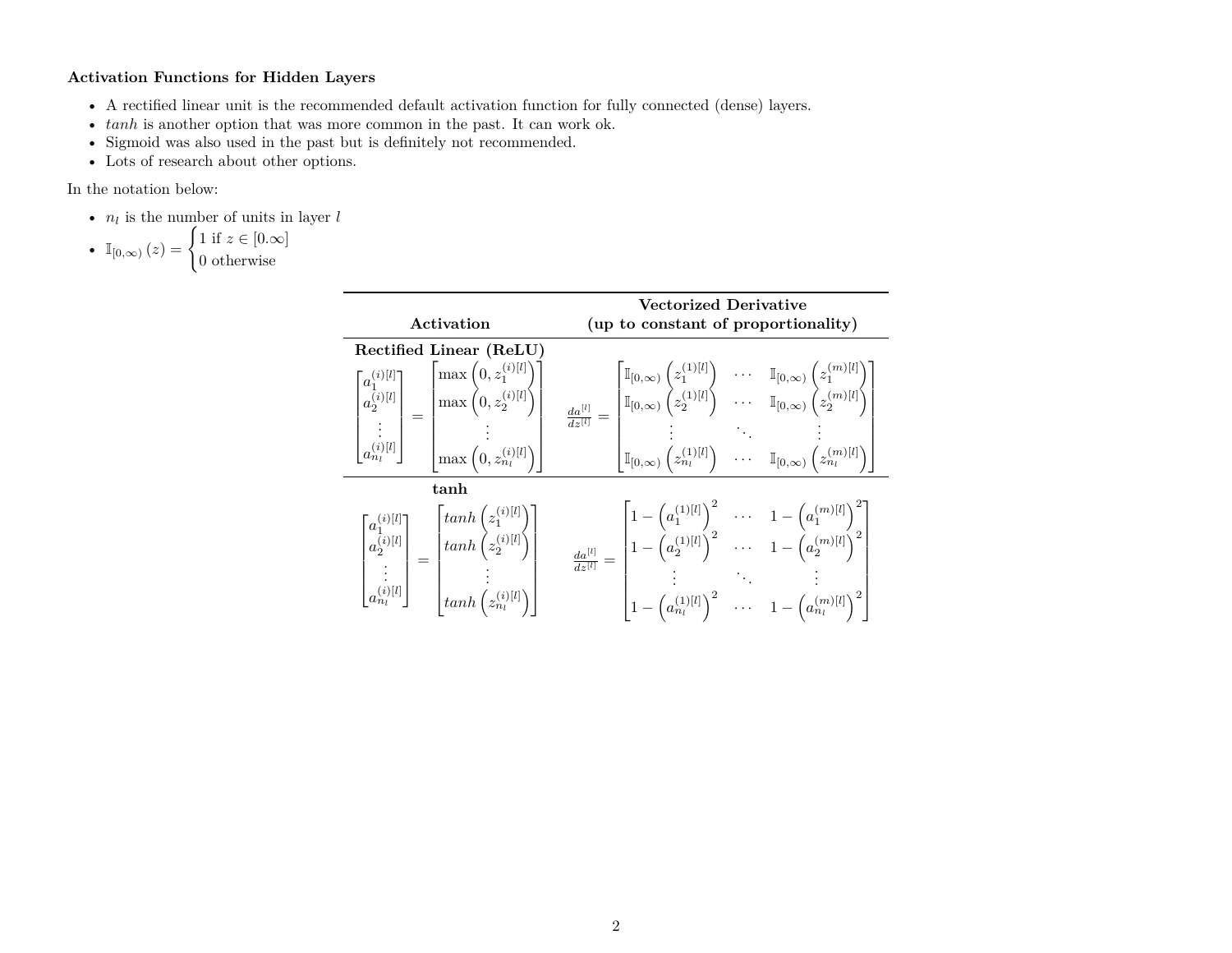**Activation Functions for Hidden Layers**

- A rectified linear unit is the recommended default activation function for fully connected (dense) layers.
- *tanh* is another option that was more common in the past. It can work ok.
- Sigmoid was also used in the past but is definitely not recommended.
- Lots of research about other options.

In the notation below:

- $n_l$ is the number of units in layer $l$
- $\mathbb{I}_{[0,\infty)}(z) = \begin{cases} 1 \text{ if } z \in [0.\infty] \\ 0 \text{ otherwise} \end{cases}$

| Activation | Vectorized Derivative (up to constant of proportionality) |
| --- | --- |
| **Rectified Linear (ReLU)** | |
| $\begin{bmatrix} a_1^{(i)[l]} \\ a_2^{(i)[l]} \\ \vdots \\ a_{n_l}^{(i)[l]} \end{bmatrix} = \begin{bmatrix} \max\left(0, z_1^{(i)[l]}\right) \\ \max\left(0, z_2^{(i)[l]}\right) \\ \vdots \\ \max\left(0, z_{n_l}^{(i)[l]}\right) \end{bmatrix}$ | $\frac{da^{[l]}}{dz^{[l]}} = \begin{bmatrix} \mathbb{I}_{[0,\infty)}\left(z_1^{(1)[l]}\right) & \cdots & \mathbb{I}_{[0,\infty)}\left(z_1^{(m)[l]}\right) \\ \mathbb{I}_{[0,\infty)}\left(z_2^{(1)[l]}\right) & \cdots & \mathbb{I}_{[0,\infty)}\left(z_2^{(m)[l]}\right) \\ \vdots & \ddots & \vdots \\ \mathbb{I}_{[0,\infty)}\left(z_{n_l}^{(1)[l]}\right) & \cdots & \mathbb{I}_{[0,\infty)}\left(z_{n_l}^{(m)[l]}\right) \end{bmatrix}$ |
| **tanh** | |
| $\begin{bmatrix} a_1^{(i)[l]} \\ a_2^{(i)[l]} \\ \vdots \\ a_{n_l}^{(i)[l]} \end{bmatrix} = \begin{bmatrix} tanh\left(z_1^{(i)[l]}\right) \\ tanh\left(z_2^{(i)[l]}\right) \\ \vdots \\ tanh\left(z_{n_l}^{(i)[l]}\right) \end{bmatrix}$ | $\frac{da^{[l]}}{dz^{[l]}} = \begin{bmatrix} 1 - \left(a_1^{(1)[l]}\right)^2 & \cdots & 1 - \left(a_1^{(m)[l]}\right)^2 \\ 1 - \left(a_2^{(1)[l]}\right)^2 & \cdots & 1 - \left(a_2^{(m)[l]}\right)^2 \\ \vdots & \ddots & \vdots \\ 1 - \left(a_{n_l}^{(1)[l]}\right)^2 & \cdots & 1 - \left(a_{n_l}^{(m)[l]}\right)^2 \end{bmatrix}$ |